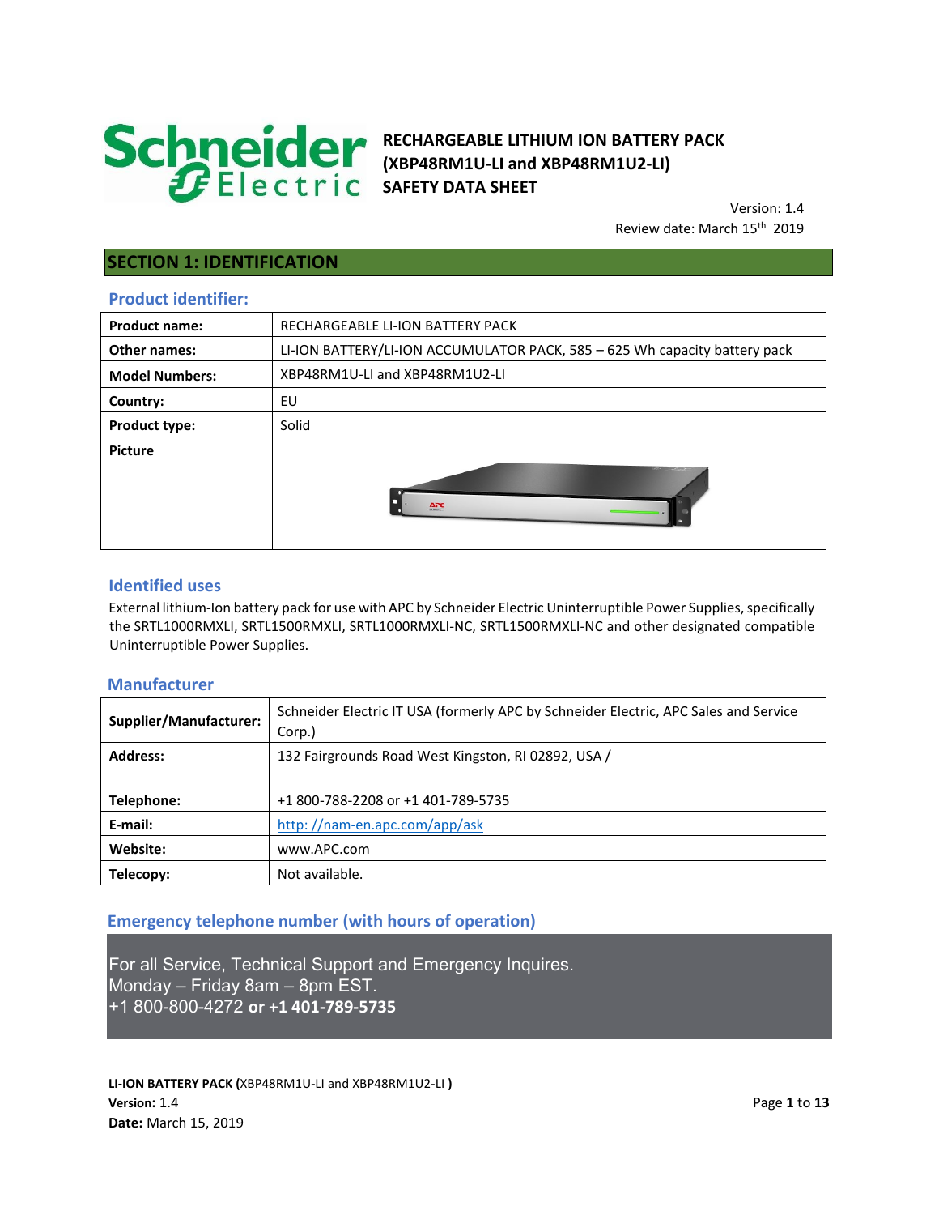# RECHARGEABLE LITHIUM ION BATTERY PACK (XBP48RM1U-LI and XBP48RM1U2-LI) SAFETY DATA SHEET

Version: 1.4
Review date: March 15th 2019

## SECTION 1: IDENTIFICATION

### Product identifier:

| | |
|---|---|
| **Product name:** | RECHARGEABLE LI-ION BATTERY PACK |
| **Other names:** | LI-ION BATTERY/LI-ION ACCUMULATOR PACK, 585 – 625 Wh capacity battery pack |
| **Model Numbers:** | XBP48RM1U-LI and XBP48RM1U2-LI |
| **Country:** | EU |
| **Product type:** | Solid |
| **Picture** | |

### Identified uses

External lithium-Ion battery pack for use with APC by Schneider Electric Uninterruptible Power Supplies, specifically the SRTL1000RMXLI, SRTL1500RMXLI, SRTL1000RMXLI-NC, SRTL1500RMXLI-NC and other designated compatible Uninterruptible Power Supplies.

### Manufacturer

| | |
|---|---|
| **Supplier/Manufacturer:** | Schneider Electric IT USA (formerly APC by Schneider Electric, APC Sales and Service Corp.) |
| **Address:** | 132 Fairgrounds Road West Kingston, RI 02892, USA / |
| **Telephone:** | +1 800-788-2208 or +1 401-789-5735 |
| **E-mail:** | http: //nam-en.apc.com/app/ask |
| **Website:** | www.APC.com |
| **Telecopy:** | Not available. |

### Emergency telephone number (with hours of operation)

For all Service, Technical Support and Emergency Inquires.
Monday – Friday 8am – 8pm EST.
+1 800-800-4272 **or +1 401-789-5735**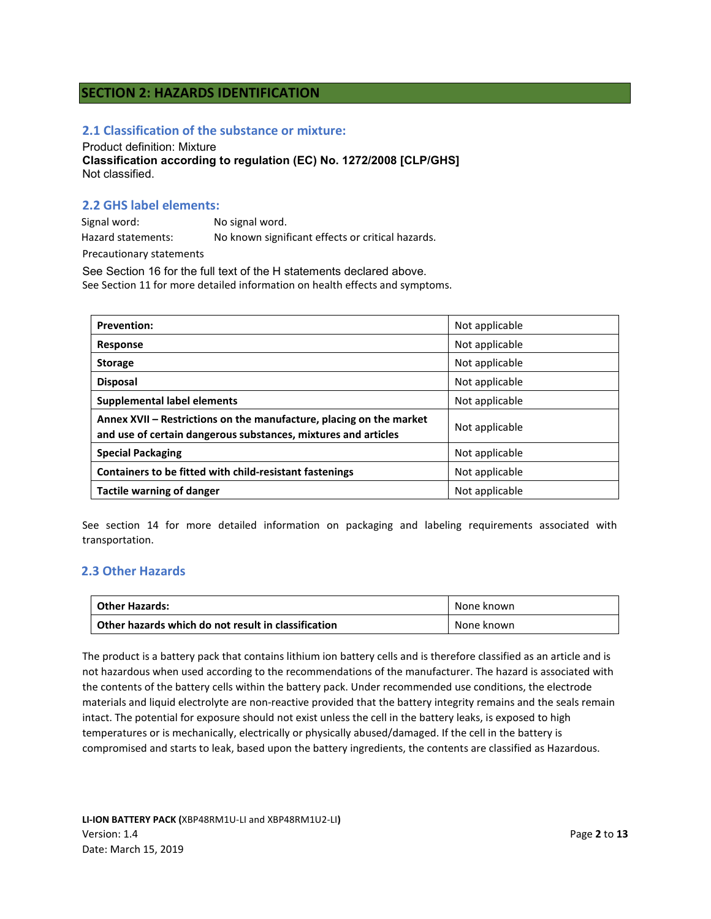## SECTION 2: HAZARDS IDENTIFICATION

### 2.1 Classification of the substance or mixture:

Product definition: Mixture

**Classification according to regulation (EC) No. 1272/2008 [CLP/GHS]**

Not classified.

### 2.2 GHS label elements:

Signal word: No signal word.

Hazard statements: No known significant effects or critical hazards.

Precautionary statements

See Section 16 for the full text of the H statements declared above.

See Section 11 for more detailed information on health effects and symptoms.

| | |
|---|---|
| **Prevention:** | Not applicable |
| **Response** | Not applicable |
| **Storage** | Not applicable |
| **Disposal** | Not applicable |
| **Supplemental label elements** | Not applicable |
| **Annex XVII – Restrictions on the manufacture, placing on the market and use of certain dangerous substances, mixtures and articles** | Not applicable |
| **Special Packaging** | Not applicable |
| **Containers to be fitted with child-resistant fastenings** | Not applicable |
| **Tactile warning of danger** | Not applicable |

See section 14 for more detailed information on packaging and labeling requirements associated with transportation.

### 2.3 Other Hazards

| | |
|---|---|
| **Other Hazards:** | None known |
| **Other hazards which do not result in classification** | None known |

The product is a battery pack that contains lithium ion battery cells and is therefore classified as an article and is not hazardous when used according to the recommendations of the manufacturer. The hazard is associated with the contents of the battery cells within the battery pack. Under recommended use conditions, the electrode materials and liquid electrolyte are non-reactive provided that the battery integrity remains and the seals remain intact. The potential for exposure should not exist unless the cell in the battery leaks, is exposed to high temperatures or is mechanically, electrically or physically abused/damaged. If the cell in the battery is compromised and starts to leak, based upon the battery ingredients, the contents are classified as Hazardous.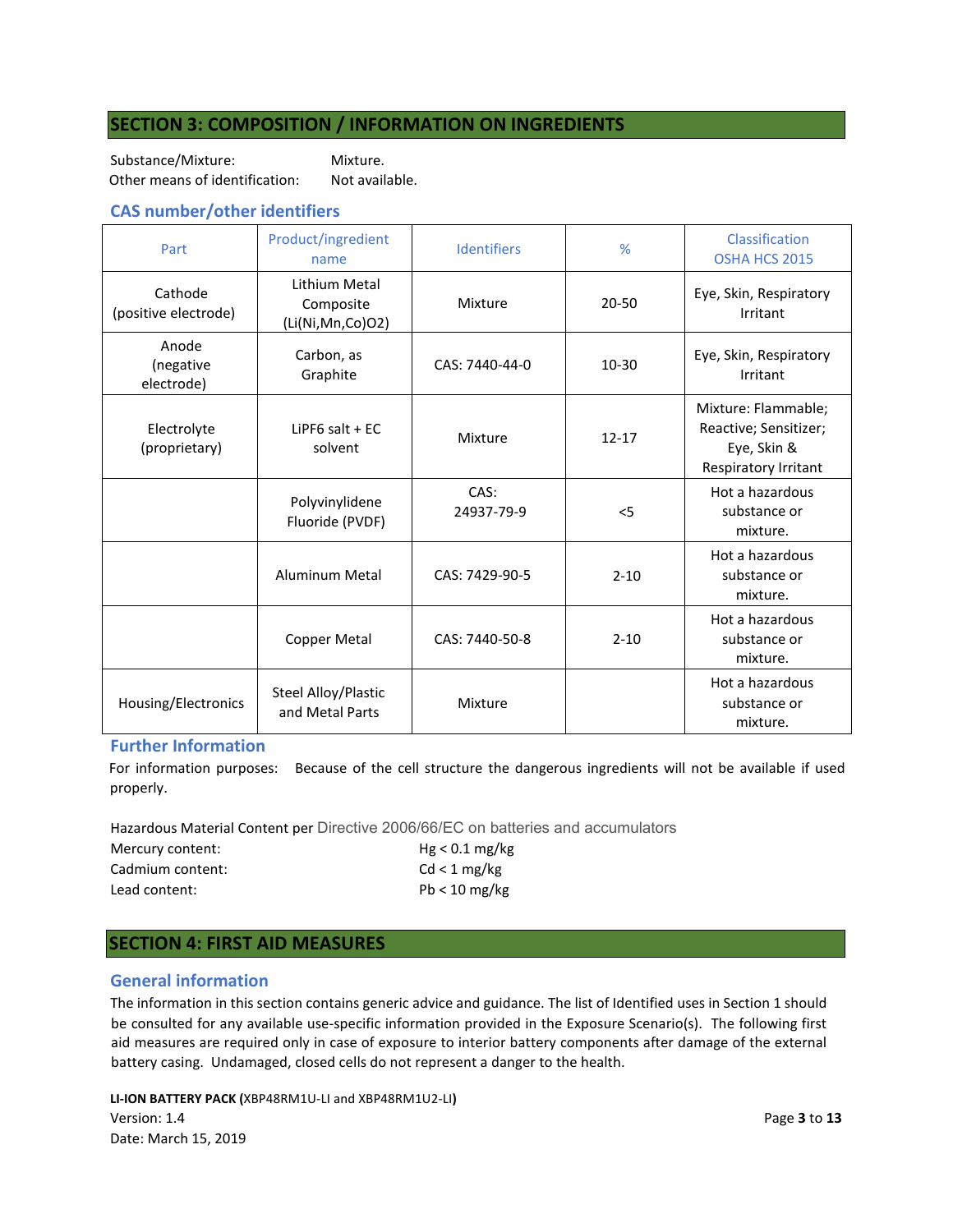## SECTION 3: COMPOSITION / INFORMATION ON INGREDIENTS

Substance/Mixture: Mixture.

Other means of identification: Not available.

### CAS number/other identifiers

| Part | Product/ingredient name | Identifiers | % | Classification OSHA HCS 2015 |
|---|---|---|---|---|
| Cathode (positive electrode) | Lithium Metal Composite (Li(Ni,Mn,Co)O2) | Mixture | 20-50 | Eye, Skin, Respiratory Irritant |
| Anode (negative electrode) | Carbon, as Graphite | CAS: 7440-44-0 | 10-30 | Eye, Skin, Respiratory Irritant |
| Electrolyte (proprietary) | LiPF6 salt + EC solvent | Mixture | 12-17 | Mixture: Flammable; Reactive; Sensitizer; Eye, Skin & Respiratory Irritant |
| | Polyvinylidene Fluoride (PVDF) | CAS: 24937-79-9 | <5 | Hot a hazardous substance or mixture. |
| | Aluminum Metal | CAS: 7429-90-5 | 2-10 | Hot a hazardous substance or mixture. |
| | Copper Metal | CAS: 7440-50-8 | 2-10 | Hot a hazardous substance or mixture. |
| Housing/Electronics | Steel Alloy/Plastic and Metal Parts | Mixture | | Hot a hazardous substance or mixture. |

### Further Information

For information purposes: Because of the cell structure the dangerous ingredients will not be available if used properly.

Hazardous Material Content per Directive 2006/66/EC on batteries and accumulators

Mercury content: Hg < 0.1 mg/kg

Cadmium content: Cd < 1 mg/kg

Lead content: Pb < 10 mg/kg

## SECTION 4: FIRST AID MEASURES

### General information

The information in this section contains generic advice and guidance. The list of Identified uses in Section 1 should be consulted for any available use-specific information provided in the Exposure Scenario(s). The following first aid measures are required only in case of exposure to interior battery components after damage of the external battery casing. Undamaged, closed cells do not represent a danger to the health.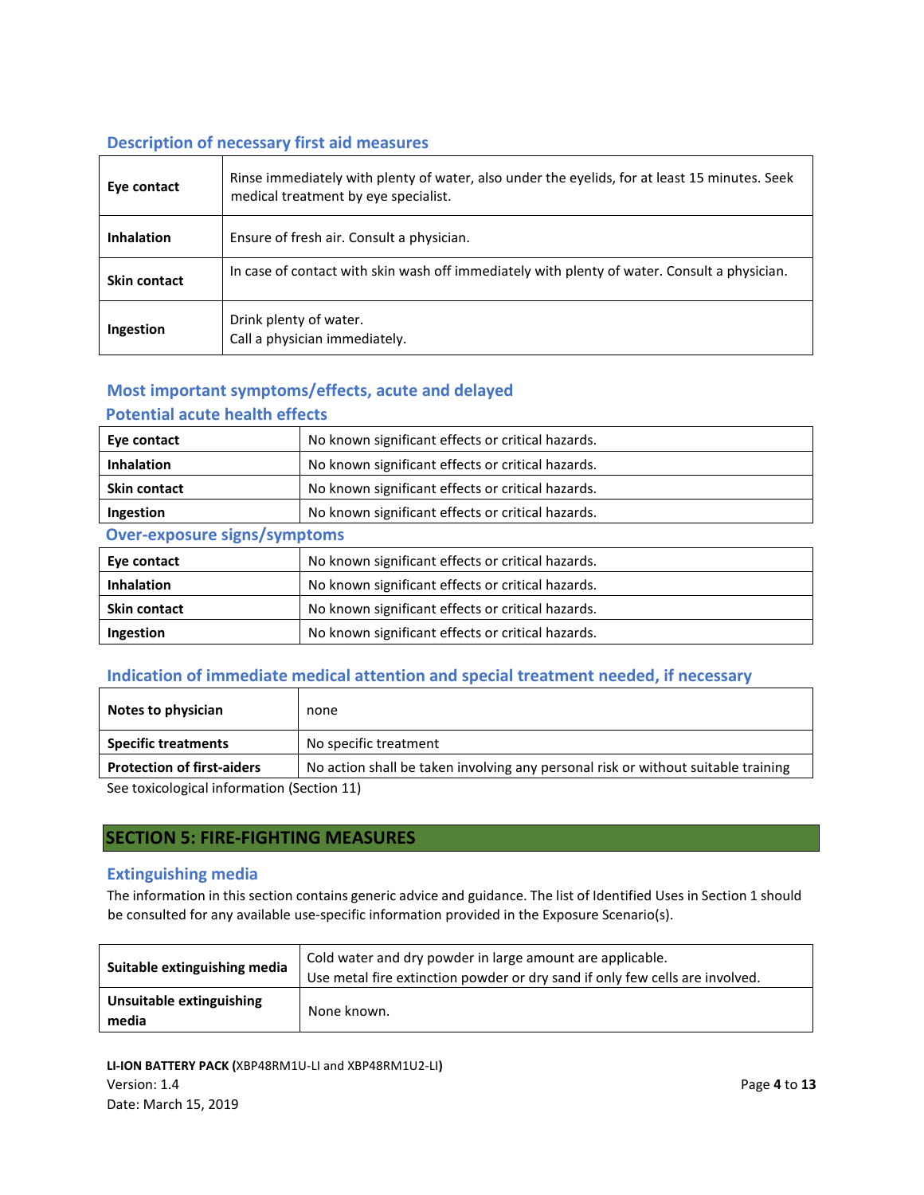### Description of necessary first aid measures

| | |
|---|---|
| **Eye contact** | Rinse immediately with plenty of water, also under the eyelids, for at least 15 minutes. Seek medical treatment by eye specialist. |
| **Inhalation** | Ensure of fresh air. Consult a physician. |
| **Skin contact** | In case of contact with skin wash off immediately with plenty of water. Consult a physician. |
| **Ingestion** | Drink plenty of water.<br>Call a physician immediately. |

### Most important symptoms/effects, acute and delayed

#### Potential acute health effects

| | |
|---|---|
| **Eye contact** | No known significant effects or critical hazards. |
| **Inhalation** | No known significant effects or critical hazards. |
| **Skin contact** | No known significant effects or critical hazards. |
| **Ingestion** | No known significant effects or critical hazards. |

#### Over-exposure signs/symptoms

| | |
|---|---|
| **Eye contact** | No known significant effects or critical hazards. |
| **Inhalation** | No known significant effects or critical hazards. |
| **Skin contact** | No known significant effects or critical hazards. |
| **Ingestion** | No known significant effects or critical hazards. |

### Indication of immediate medical attention and special treatment needed, if necessary

| | |
|---|---|
| **Notes to physician** | none |
| **Specific treatments** | No specific treatment |
| **Protection of first-aiders** | No action shall be taken involving any personal risk or without suitable training |

See toxicological information (Section 11)

## SECTION 5: FIRE-FIGHTING MEASURES

### Extinguishing media

The information in this section contains generic advice and guidance. The list of Identified Uses in Section 1 should be consulted for any available use-specific information provided in the Exposure Scenario(s).

| | |
|---|---|
| **Suitable extinguishing media** | Cold water and dry powder in large amount are applicable.<br>Use metal fire extinction powder or dry sand if only few cells are involved. |
| **Unsuitable extinguishing media** | None known. |

**LI-ION BATTERY PACK (**XBP48RM1U-LI and XBP48RM1U2-LI**)**
Version: 1.4
Date: March 15, 2019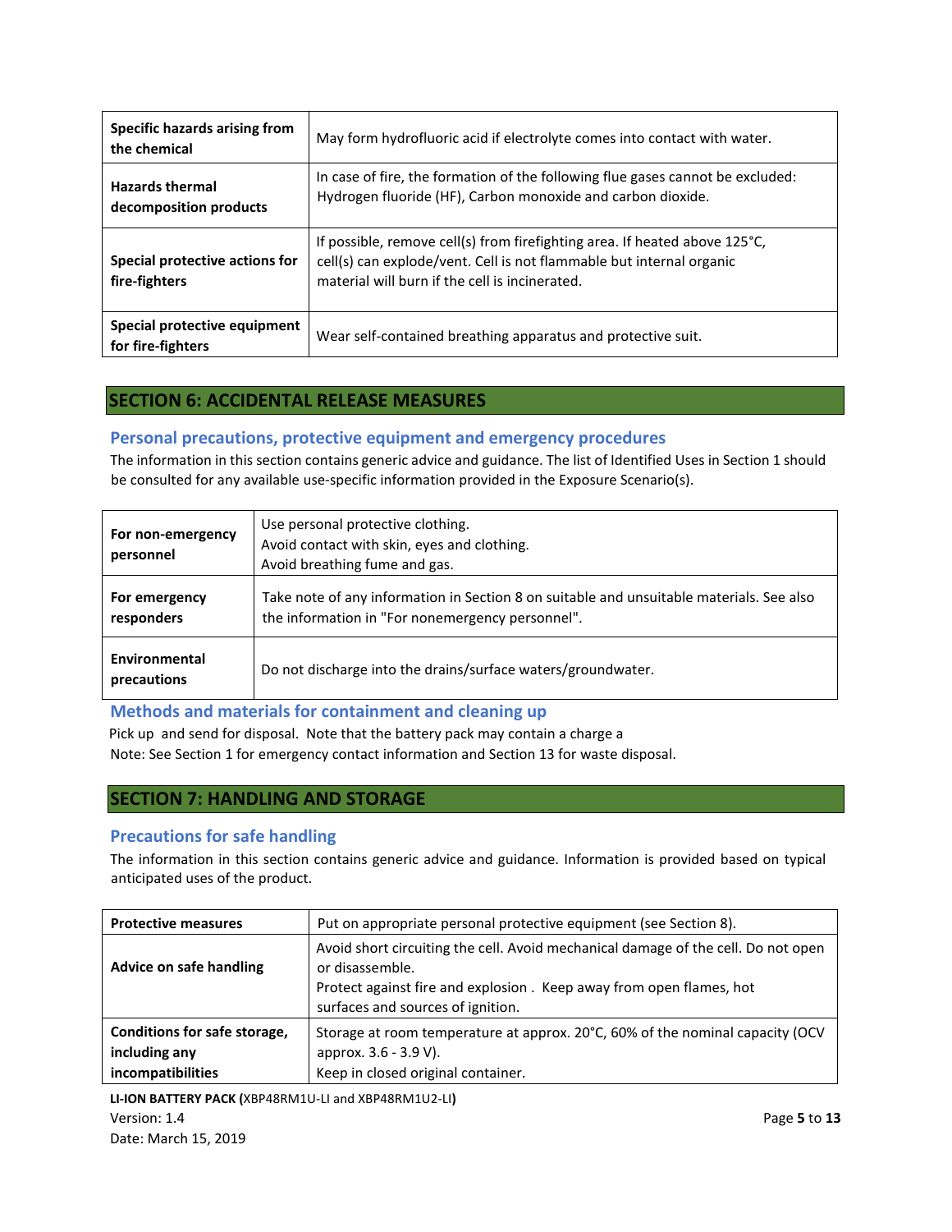| | |
|---|---|
| **Specific hazards arising from the chemical** | May form hydrofluoric acid if electrolyte comes into contact with water. |
| **Hazards thermal decomposition products** | In case of fire, the formation of the following flue gases cannot be excluded: Hydrogen fluoride (HF), Carbon monoxide and carbon dioxide. |
| **Special protective actions for fire-fighters** | If possible, remove cell(s) from firefighting area. If heated above 125°C, cell(s) can explode/vent. Cell is not flammable but internal organic material will burn if the cell is incinerated. |
| **Special protective equipment for fire-fighters** | Wear self-contained breathing apparatus and protective suit. |

## SECTION 6: ACCIDENTAL RELEASE MEASURES

### Personal precautions, protective equipment and emergency procedures

The information in this section contains generic advice and guidance. The list of Identified Uses in Section 1 should be consulted for any available use-specific information provided in the Exposure Scenario(s).

| | |
|---|---|
| **For non-emergency personnel** | Use personal protective clothing.<br>Avoid contact with skin, eyes and clothing.<br>Avoid breathing fume and gas. |
| **For emergency responders** | Take note of any information in Section 8 on suitable and unsuitable materials. See also the information in "For nonemergency personnel". |
| **Environmental precautions** | Do not discharge into the drains/surface waters/groundwater. |

### Methods and materials for containment and cleaning up

Pick up and send for disposal. Note that the battery pack may contain a charge a

Note: See Section 1 for emergency contact information and Section 13 for waste disposal.

## SECTION 7: HANDLING AND STORAGE

### Precautions for safe handling

The information in this section contains generic advice and guidance. Information is provided based on typical anticipated uses of the product.

| | |
|---|---|
| **Protective measures** | Put on appropriate personal protective equipment (see Section 8). |
| **Advice on safe handling** | Avoid short circuiting the cell. Avoid mechanical damage of the cell. Do not open or disassemble.<br>Protect against fire and explosion . Keep away from open flames, hot surfaces and sources of ignition. |
| **Conditions for safe storage, including any incompatibilities** | Storage at room temperature at approx. 20°C, 60% of the nominal capacity (OCV approx. 3.6 - 3.9 V).<br>Keep in closed original container. |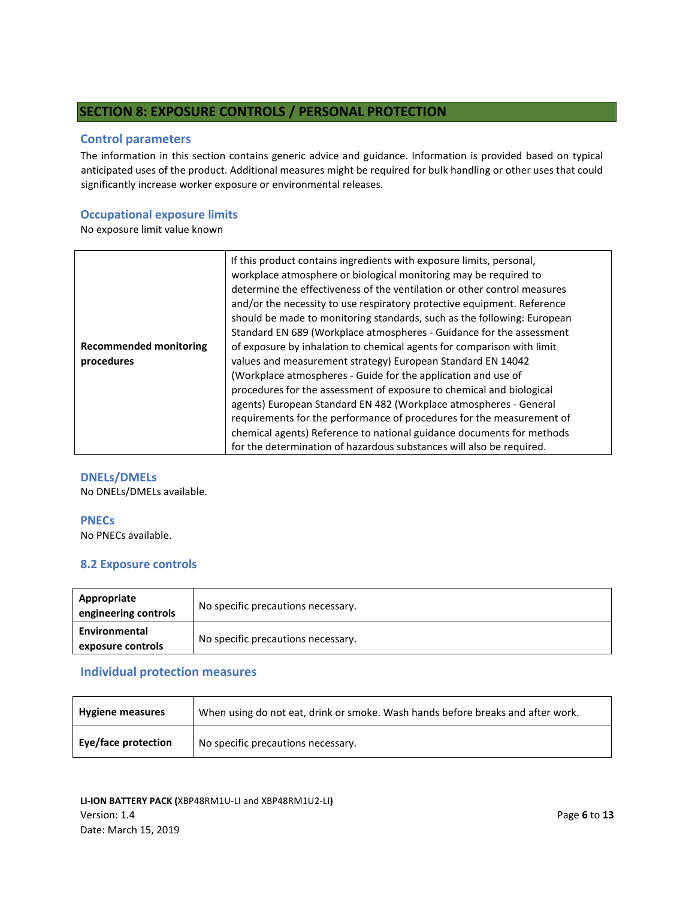## SECTION 8: EXPOSURE CONTROLS / PERSONAL PROTECTION

### Control parameters

The information in this section contains generic advice and guidance. Information is provided based on typical anticipated uses of the product. Additional measures might be required for bulk handling or other uses that could significantly increase worker exposure or environmental releases.

### Occupational exposure limits

No exposure limit value known

| | |
|---|---|
| **Recommended monitoring procedures** | If this product contains ingredients with exposure limits, personal, workplace atmosphere or biological monitoring may be required to determine the effectiveness of the ventilation or other control measures and/or the necessity to use respiratory protective equipment. Reference should be made to monitoring standards, such as the following: European Standard EN 689 (Workplace atmospheres - Guidance for the assessment of exposure by inhalation to chemical agents for comparison with limit values and measurement strategy) European Standard EN 14042 (Workplace atmospheres - Guide for the application and use of procedures for the assessment of exposure to chemical and biological agents) European Standard EN 482 (Workplace atmospheres - General requirements for the performance of procedures for the measurement of chemical agents) Reference to national guidance documents for methods for the determination of hazardous substances will also be required. |

### DNELs/DMELs

No DNELs/DMELs available.

### PNECs

No PNECs available.

### 8.2 Exposure controls

| | |
|---|---|
| **Appropriate engineering controls** | No specific precautions necessary. |
| **Environmental exposure controls** | No specific precautions necessary. |

### Individual protection measures

| | |
|---|---|
| **Hygiene measures** | When using do not eat, drink or smoke. Wash hands before breaks and after work. |
| **Eye/face protection** | No specific precautions necessary. |

**LI-ION BATTERY PACK (**XBP48RM1U-LI and XBP48RM1U2-LI**)**
Version: 1.4
Date: March 15, 2019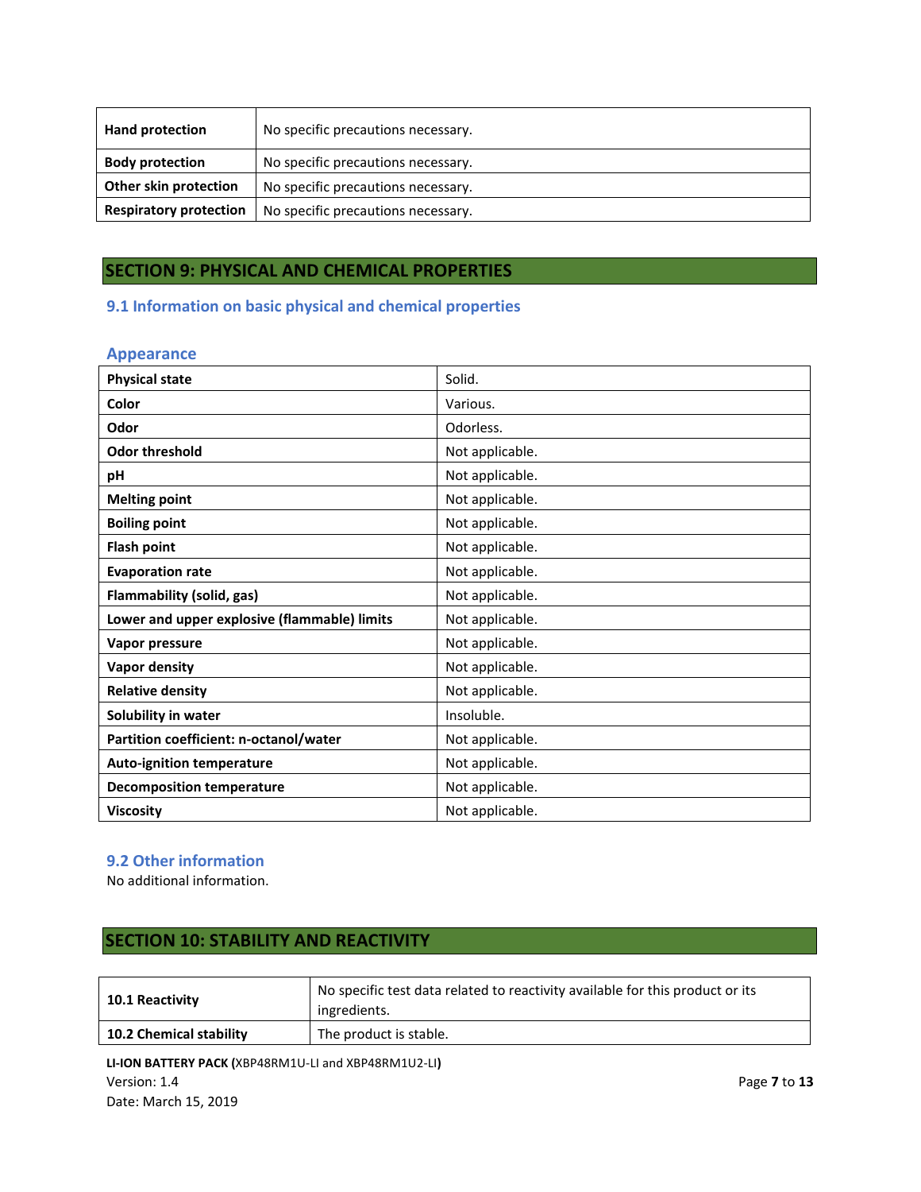| | |
|---|---|
| **Hand protection** | No specific precautions necessary. |
| **Body protection** | No specific precautions necessary. |
| **Other skin protection** | No specific precautions necessary. |
| **Respiratory protection** | No specific precautions necessary. |

## SECTION 9: PHYSICAL AND CHEMICAL PROPERTIES

### 9.1 Information on basic physical and chemical properties

### Appearance

| | |
|---|---|
| **Physical state** | Solid. |
| **Color** | Various. |
| **Odor** | Odorless. |
| **Odor threshold** | Not applicable. |
| **pH** | Not applicable. |
| **Melting point** | Not applicable. |
| **Boiling point** | Not applicable. |
| **Flash point** | Not applicable. |
| **Evaporation rate** | Not applicable. |
| **Flammability (solid, gas)** | Not applicable. |
| **Lower and upper explosive (flammable) limits** | Not applicable. |
| **Vapor pressure** | Not applicable. |
| **Vapor density** | Not applicable. |
| **Relative density** | Not applicable. |
| **Solubility in water** | Insoluble. |
| **Partition coefficient: n-octanol/water** | Not applicable. |
| **Auto-ignition temperature** | Not applicable. |
| **Decomposition temperature** | Not applicable. |
| **Viscosity** | Not applicable. |

### 9.2 Other information

No additional information.

## SECTION 10: STABILITY AND REACTIVITY

| | |
|---|---|
| **10.1 Reactivity** | No specific test data related to reactivity available for this product or its ingredients. |
| **10.2 Chemical stability** | The product is stable. |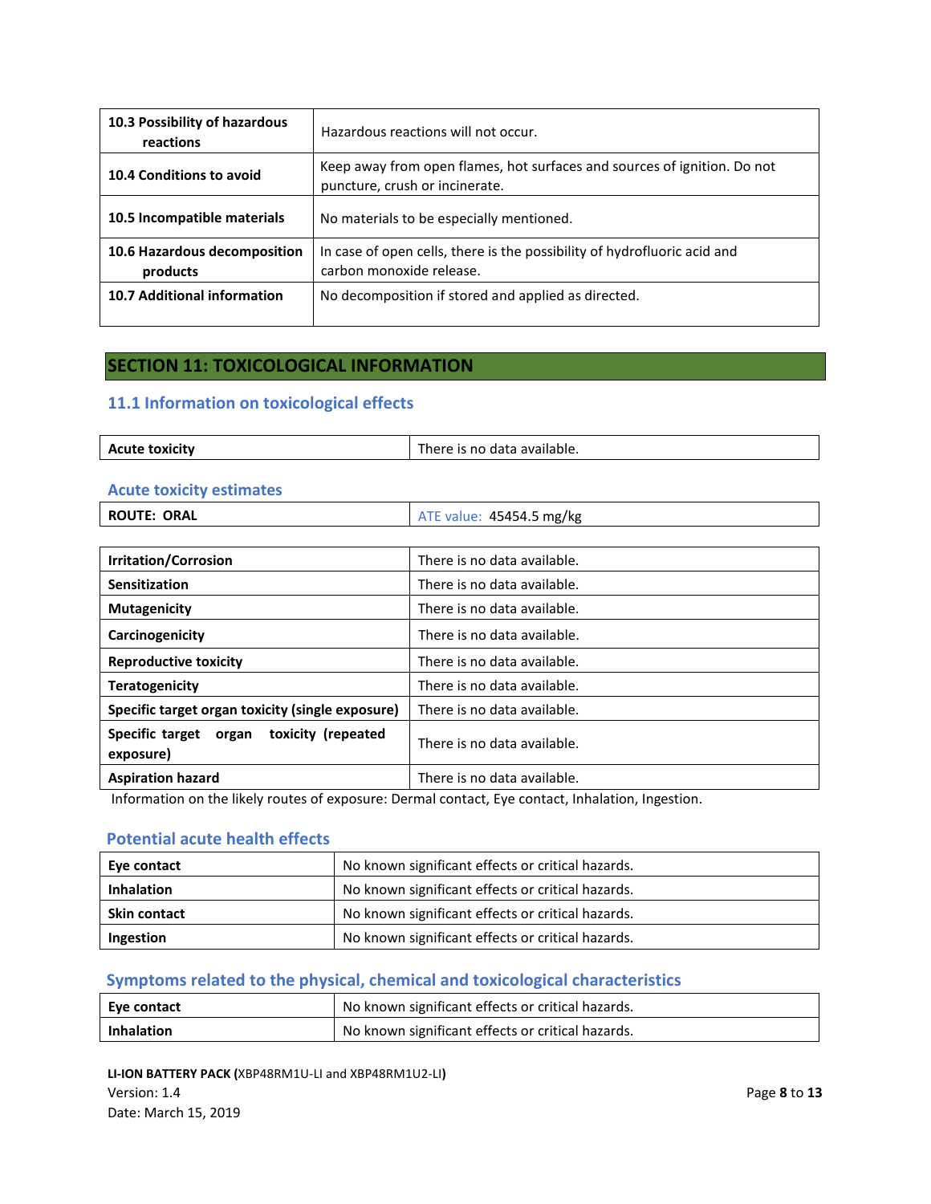| | |
|---|---|
| **10.3 Possibility of hazardous reactions** | Hazardous reactions will not occur. |
| **10.4 Conditions to avoid** | Keep away from open flames, hot surfaces and sources of ignition. Do not puncture, crush or incinerate. |
| **10.5 Incompatible materials** | No materials to be especially mentioned. |
| **10.6 Hazardous decomposition products** | In case of open cells, there is the possibility of hydrofluoric acid and carbon monoxide release. |
| **10.7 Additional information** | No decomposition if stored and applied as directed. |

## SECTION 11: TOXICOLOGICAL INFORMATION

### 11.1 Information on toxicological effects

| | |
|---|---|
| **Acute toxicity** | There is no data available. |

### Acute toxicity estimates

| | |
|---|---|
| **ROUTE: ORAL** | ATE value: 45454.5 mg/kg |

| | |
|---|---|
| **Irritation/Corrosion** | There is no data available. |
| **Sensitization** | There is no data available. |
| **Mutagenicity** | There is no data available. |
| **Carcinogenicity** | There is no data available. |
| **Reproductive toxicity** | There is no data available. |
| **Teratogenicity** | There is no data available. |
| **Specific target organ toxicity (single exposure)** | There is no data available. |
| **Specific target organ toxicity (repeated exposure)** | There is no data available. |
| **Aspiration hazard** | There is no data available. |

Information on the likely routes of exposure: Dermal contact, Eye contact, Inhalation, Ingestion.

### Potential acute health effects

| | |
|---|---|
| **Eye contact** | No known significant effects or critical hazards. |
| **Inhalation** | No known significant effects or critical hazards. |
| **Skin contact** | No known significant effects or critical hazards. |
| **Ingestion** | No known significant effects or critical hazards. |

### Symptoms related to the physical, chemical and toxicological characteristics

| | |
|---|---|
| **Eye contact** | No known significant effects or critical hazards. |
| **Inhalation** | No known significant effects or critical hazards. |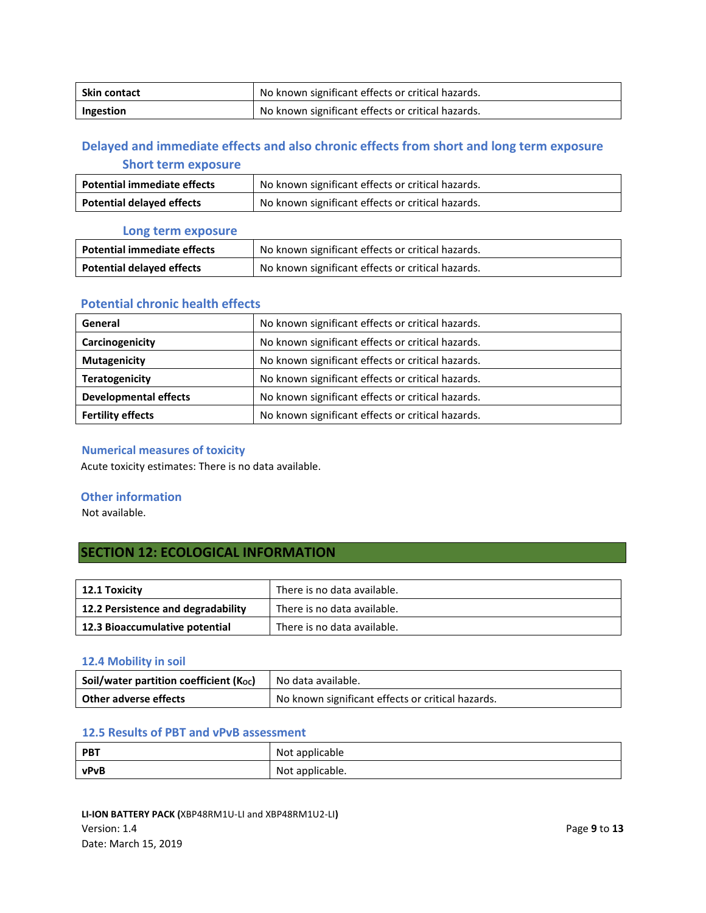| | |
|---|---|
| **Skin contact** | No known significant effects or critical hazards. |
| **Ingestion** | No known significant effects or critical hazards. |

### Delayed and immediate effects and also chronic effects from short and long term exposure

#### Short term exposure

| | |
|---|---|
| **Potential immediate effects** | No known significant effects or critical hazards. |
| **Potential delayed effects** | No known significant effects or critical hazards. |

#### Long term exposure

| | |
|---|---|
| **Potential immediate effects** | No known significant effects or critical hazards. |
| **Potential delayed effects** | No known significant effects or critical hazards. |

### Potential chronic health effects

| | |
|---|---|
| **General** | No known significant effects or critical hazards. |
| **Carcinogenicity** | No known significant effects or critical hazards. |
| **Mutagenicity** | No known significant effects or critical hazards. |
| **Teratogenicity** | No known significant effects or critical hazards. |
| **Developmental effects** | No known significant effects or critical hazards. |
| **Fertility effects** | No known significant effects or critical hazards. |

### Numerical measures of toxicity

Acute toxicity estimates: There is no data available.

### Other information

Not available.

## SECTION 12: ECOLOGICAL INFORMATION

| | |
|---|---|
| **12.1 Toxicity** | There is no data available. |
| **12.2 Persistence and degradability** | There is no data available. |
| **12.3 Bioaccumulative potential** | There is no data available. |

### 12.4 Mobility in soil

| | |
|---|---|
| **Soil/water partition coefficient ($K_{OC}$)** | No data available. |
| **Other adverse effects** | No known significant effects or critical hazards. |

### 12.5 Results of PBT and vPvB assessment

| | |
|---|---|
| **PBT** | Not applicable |
| **vPvB** | Not applicable. |

**LI-ION BATTERY PACK (**XBP48RM1U-LI and XBP48RM1U2-LI**)**
Version: 1.4
Date: March 15, 2019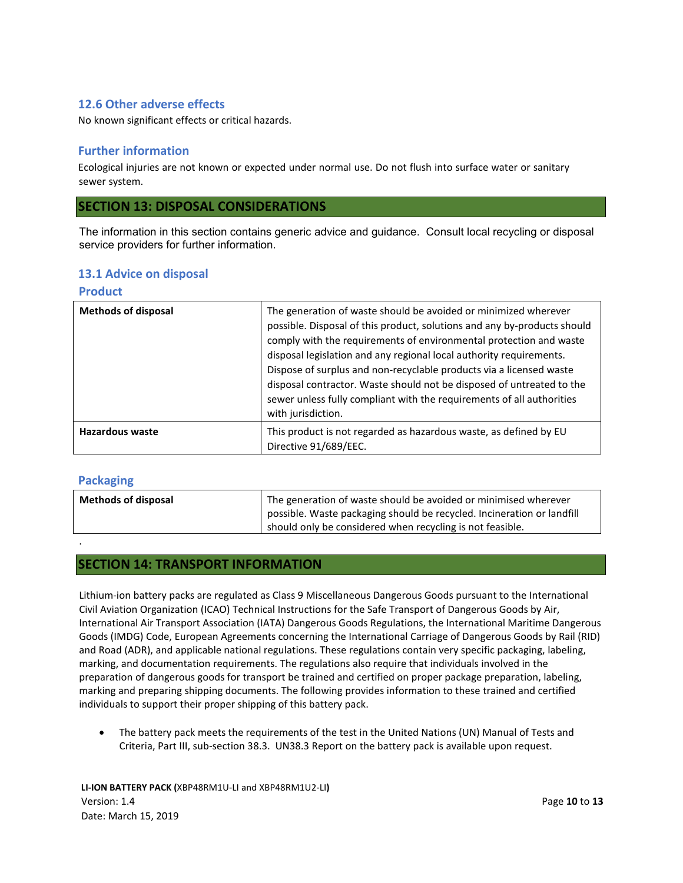### 12.6 Other adverse effects

No known significant effects or critical hazards.

### Further information

Ecological injuries are not known or expected under normal use. Do not flush into surface water or sanitary sewer system.

## SECTION 13: DISPOSAL CONSIDERATIONS

The information in this section contains generic advice and guidance. Consult local recycling or disposal service providers for further information.

### 13.1 Advice on disposal

#### Product

| | |
|---|---|
| **Methods of disposal** | The generation of waste should be avoided or minimized wherever possible. Disposal of this product, solutions and any by-products should comply with the requirements of environmental protection and waste disposal legislation and any regional local authority requirements. Dispose of surplus and non-recyclable products via a licensed waste disposal contractor. Waste should not be disposed of untreated to the sewer unless fully compliant with the requirements of all authorities with jurisdiction. |
| **Hazardous waste** | This product is not regarded as hazardous waste, as defined by EU Directive 91/689/EEC. |

#### Packaging

| | |
|---|---|
| **Methods of disposal** | The generation of waste should be avoided or minimised wherever possible. Waste packaging should be recycled. Incineration or landfill should only be considered when recycling is not feasible. |

.

## SECTION 14: TRANSPORT INFORMATION

Lithium-ion battery packs are regulated as Class 9 Miscellaneous Dangerous Goods pursuant to the International Civil Aviation Organization (ICAO) Technical Instructions for the Safe Transport of Dangerous Goods by Air, International Air Transport Association (IATA) Dangerous Goods Regulations, the International Maritime Dangerous Goods (IMDG) Code, European Agreements concerning the International Carriage of Dangerous Goods by Rail (RID) and Road (ADR), and applicable national regulations. These regulations contain very specific packaging, labeling, marking, and documentation requirements. The regulations also require that individuals involved in the preparation of dangerous goods for transport be trained and certified on proper package preparation, labeling, marking and preparing shipping documents. The following provides information to these trained and certified individuals to support their proper shipping of this battery pack.

- The battery pack meets the requirements of the test in the United Nations (UN) Manual of Tests and Criteria, Part III, sub-section 38.3. UN38.3 Report on the battery pack is available upon request.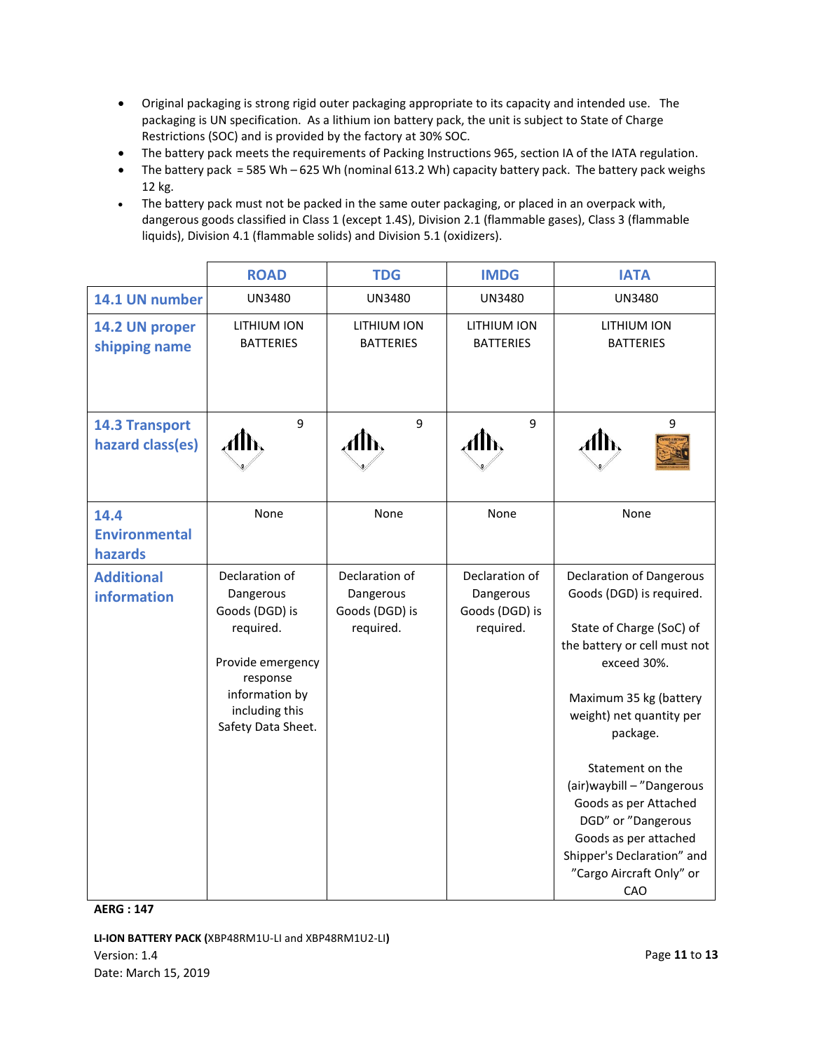- Original packaging is strong rigid outer packaging appropriate to its capacity and intended use. The packaging is UN specification. As a lithium ion battery pack, the unit is subject to State of Charge Restrictions (SOC) and is provided by the factory at 30% SOC.
- The battery pack meets the requirements of Packing Instructions 965, section IA of the IATA regulation.
- The battery pack = 585 Wh – 625 Wh (nominal 613.2 Wh) capacity battery pack. The battery pack weighs 12 kg.
- The battery pack must not be packed in the same outer packaging, or placed in an overpack with, dangerous goods classified in Class 1 (except 1.4S), Division 2.1 (flammable gases), Class 3 (flammable liquids), Division 4.1 (flammable solids) and Division 5.1 (oxidizers).

| | ROAD | TDG | IMDG | IATA |
|---|---|---|---|---|
| 14.1 UN number | UN3480 | UN3480 | UN3480 | UN3480 |
| 14.2 UN proper shipping name | LITHIUM ION BATTERIES | LITHIUM ION BATTERIES | LITHIUM ION BATTERIES | LITHIUM ION BATTERIES |
| 14.3 Transport hazard class(es) | 9 | 9 | 9 | 9 |
| 14.4 Environmental hazards | None | None | None | None |
| Additional information | Declaration of Dangerous Goods (DGD) is required. Provide emergency response information by including this Safety Data Sheet. | Declaration of Dangerous Goods (DGD) is required. | Declaration of Dangerous Goods (DGD) is required. | Declaration of Dangerous Goods (DGD) is required. State of Charge (SoC) of the battery or cell must not exceed 30%. Maximum 35 kg (battery weight) net quantity per package. Statement on the (air)waybill – "Dangerous Goods as per Attached DGD" or "Dangerous Goods as per attached Shipper's Declaration" and "Cargo Aircraft Only" or CAO |

**AERG : 147**

**LI-ION BATTERY PACK (**XBP48RM1U-LI and XBP48RM1U2-LI**)**
Version: 1.4
Date: March 15, 2019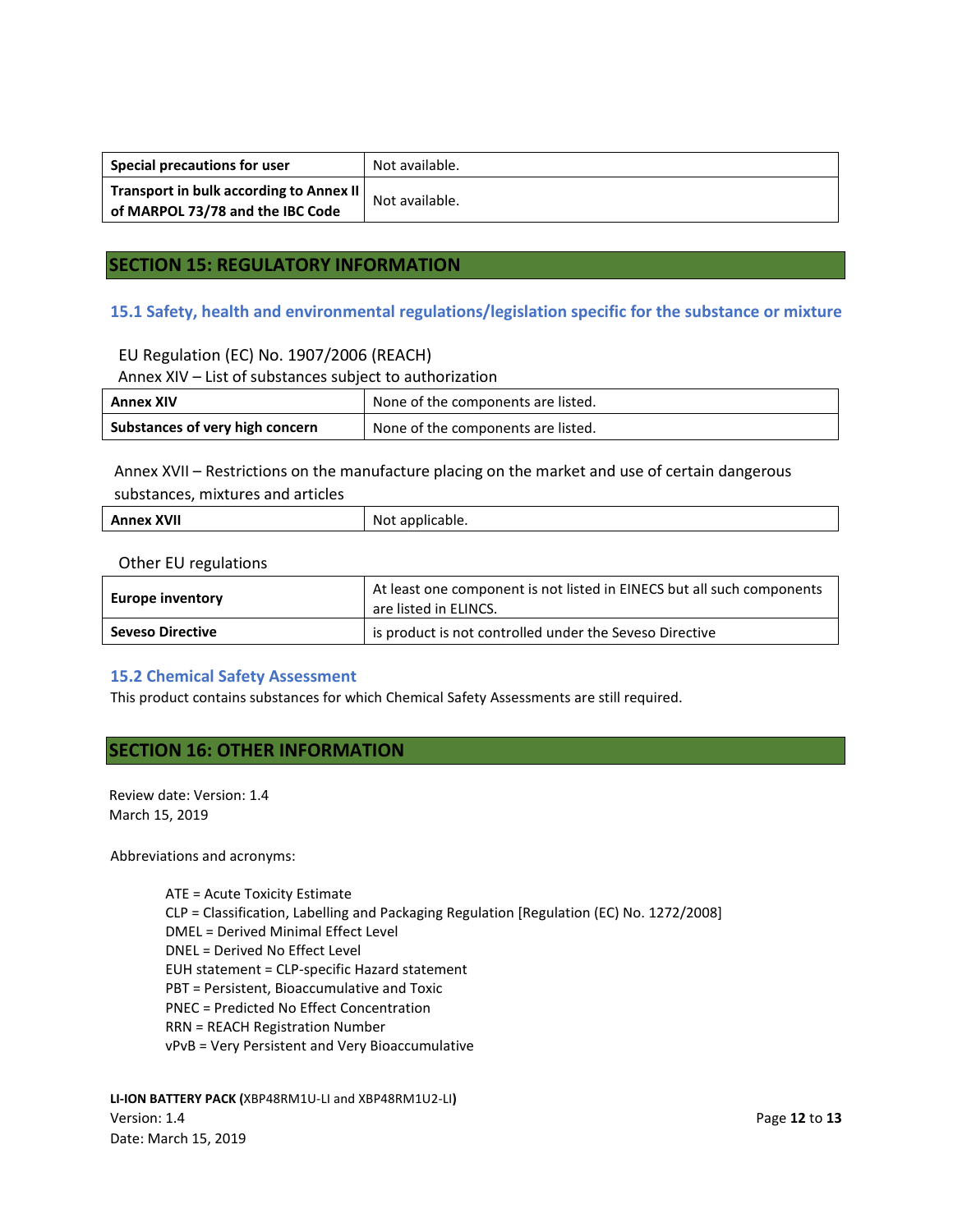| | |
|---|---|
| **Special precautions for user** | Not available. |
| **Transport in bulk according to Annex II of MARPOL 73/78 and the IBC Code** | Not available. |

## SECTION 15: REGULATORY INFORMATION

### 15.1 Safety, health and environmental regulations/legislation specific for the substance or mixture

EU Regulation (EC) No. 1907/2006 (REACH)

Annex XIV – List of substances subject to authorization

| | |
|---|---|
| **Annex XIV** | None of the components are listed. |
| **Substances of very high concern** | None of the components are listed. |

Annex XVII – Restrictions on the manufacture placing on the market and use of certain dangerous substances, mixtures and articles

| | |
|---|---|
| **Annex XVII** | Not applicable. |

Other EU regulations

| | |
|---|---|
| **Europe inventory** | At least one component is not listed in EINECS but all such components are listed in ELINCS. |
| **Seveso Directive** | is product is not controlled under the Seveso Directive |

### 15.2 Chemical Safety Assessment

This product contains substances for which Chemical Safety Assessments are still required.

## SECTION 16: OTHER INFORMATION

Review date: Version: 1.4
March 15, 2019

Abbreviations and acronyms:

ATE = Acute Toxicity Estimate
CLP = Classification, Labelling and Packaging Regulation [Regulation (EC) No. 1272/2008]
DMEL = Derived Minimal Effect Level
DNEL = Derived No Effect Level
EUH statement = CLP-specific Hazard statement
PBT = Persistent, Bioaccumulative and Toxic
PNEC = Predicted No Effect Concentration
RRN = REACH Registration Number
vPvB = Very Persistent and Very Bioaccumulative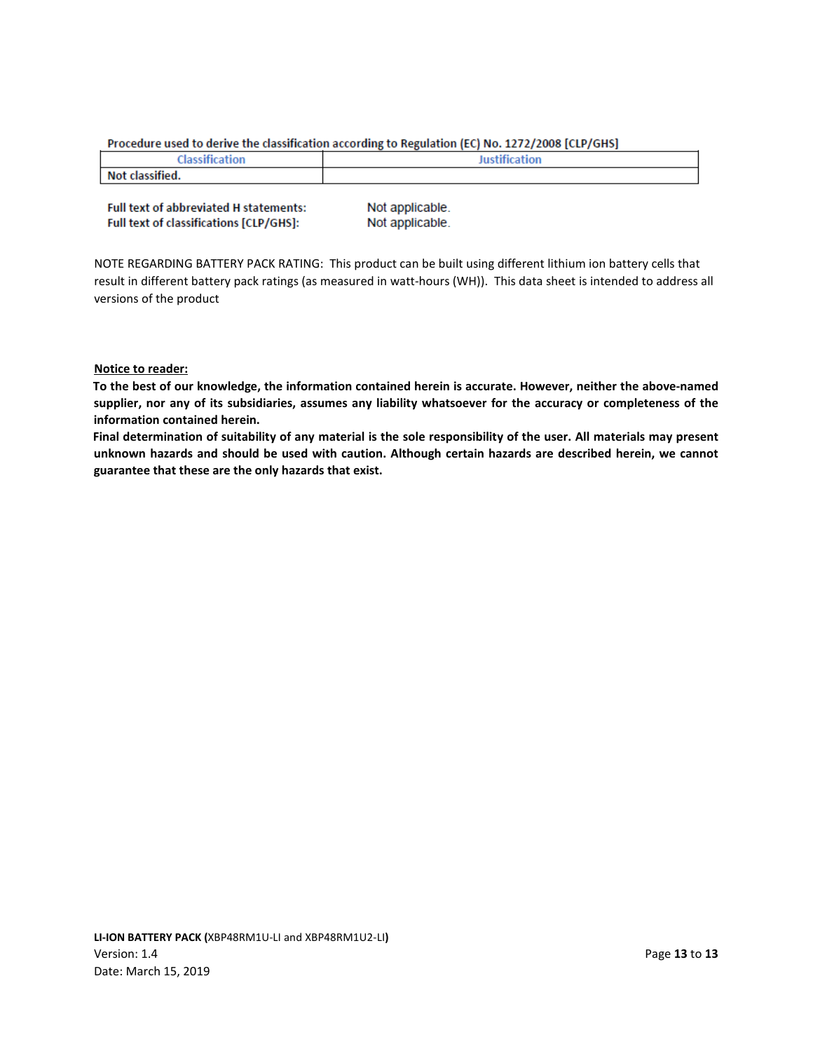Procedure used to derive the classification according to Regulation (EC) No. 1272/2008 [CLP/GHS]

| Classification | Justification |
|---|---|
| Not classified. | |

**Full text of abbreviated H statements:** Not applicable.
**Full text of classifications [CLP/GHS]:** Not applicable.

NOTE REGARDING BATTERY PACK RATING: This product can be built using different lithium ion battery cells that result in different battery pack ratings (as measured in watt-hours (WH)). This data sheet is intended to address all versions of the product

**Notice to reader:**

**To the best of our knowledge, the information contained herein is accurate. However, neither the above-named supplier, nor any of its subsidiaries, assumes any liability whatsoever for the accuracy or completeness of the information contained herein.**

**Final determination of suitability of any material is the sole responsibility of the user. All materials may present unknown hazards and should be used with caution. Although certain hazards are described herein, we cannot guarantee that these are the only hazards that exist.**